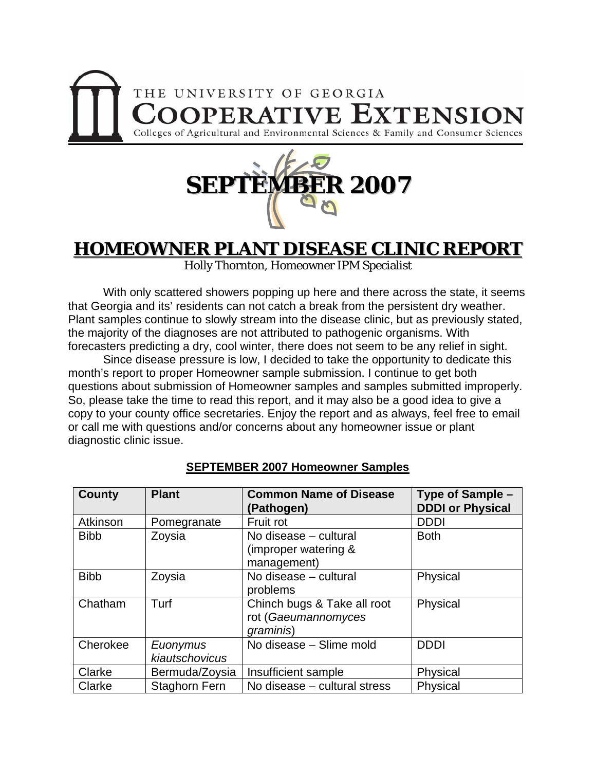THE UNIVERSITY OF GEORGIA

# COOPERATIVE EXTENSION

Colleges of Agricultural and Environmental Sciences & Family and Consumer Sciences

# SEPTEMBER 2007

# HOMEOWNER PLANT DISEASE CLINIC REPORT

Holly Thornton, Homeowner IPM Specialist

With only scattered showers popping up here and there across the state, it seems that Georgia and its' residents can not catch a break from the persistent dry weather. Plant samples continue to slowly stream into the disease clinic, but as previously stated, the majority of the diagnoses are not attributed to pathogenic organisms. With forecasters predicting a dry, cool winter, there does not seem to be any relief in sight.

Since disease pressure is low, I decided to take the opportunity to dedicate this month's report to proper Homeowner sample submission. I continue to get both questions about submission of Homeowner samples and samples submitted improperly. So, please take the time to read this report, and it may also be a good idea to give a copy to your county office secretaries. Enjoy the report and as always, feel free to email or call me with questions and/or concerns about any homeowner issue or plant diagnostic clinic issue.

**SEPTEMBER 2007 Homeowner Samples**

| County | Plant | Common Name of Disease (Pathogen) | Type of Sample – DDDI or Physical |
|---|---|---|---|
| Atkinson | Pomegranate | Fruit rot | DDDI |
| Bibb | Zoysia | No disease – cultural (improper watering & management) | Both |
| Bibb | Zoysia | No disease – cultural problems | Physical |
| Chatham | Turf | Chinch bugs & Take all root rot (*Gaeumannomyces graminis*) | Physical |
| Cherokee | *Euonymus kiautschovicus* | No disease – Slime mold | DDDI |
| Clarke | Bermuda/Zoysia | Insufficient sample | Physical |
| Clarke | Staghorn Fern | No disease – cultural stress | Physical |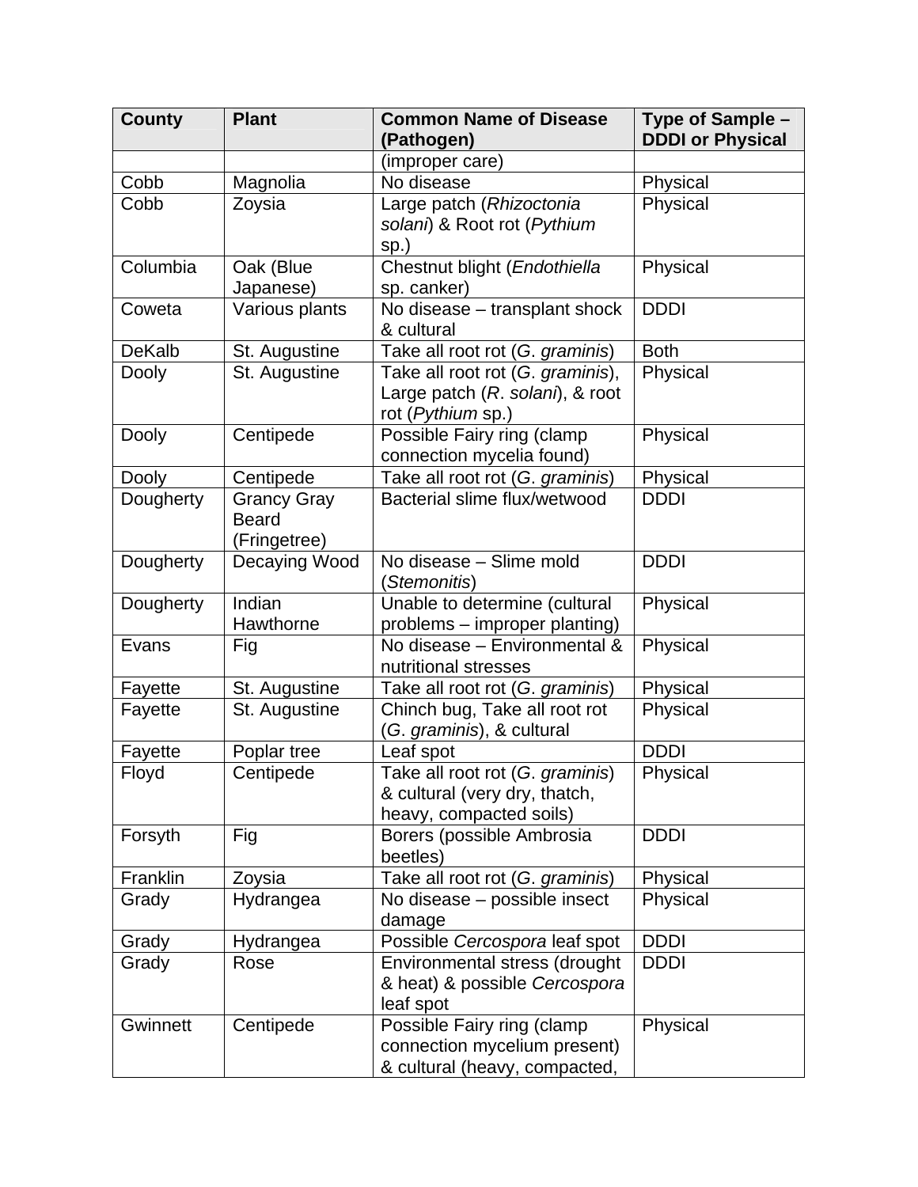| County | Plant | Common Name of Disease (Pathogen) | Type of Sample – DDDI or Physical |
|---|---|---|---|
| | | (improper care) | |
| Cobb | Magnolia | No disease | Physical |
| Cobb | Zoysia | Large patch (*Rhizoctonia solani*) & Root rot (*Pythium* sp.) | Physical |
| Columbia | Oak (Blue Japanese) | Chestnut blight (*Endothiella* sp. canker) | Physical |
| Coweta | Various plants | No disease – transplant shock & cultural | DDDI |
| DeKalb | St. Augustine | Take all root rot (*G. graminis*) | Both |
| Dooly | St. Augustine | Take all root rot (*G. graminis*), Large patch (*R. solani*), & root rot (*Pythium* sp.) | Physical |
| Dooly | Centipede | Possible Fairy ring (clamp connection mycelia found) | Physical |
| Dooly | Centipede | Take all root rot (*G. graminis*) | Physical |
| Dougherty | Grancy Gray Beard (Fringetree) | Bacterial slime flux/wetwood | DDDI |
| Dougherty | Decaying Wood | No disease – Slime mold (*Stemonitis*) | DDDI |
| Dougherty | Indian Hawthorne | Unable to determine (cultural problems – improper planting) | Physical |
| Evans | Fig | No disease – Environmental & nutritional stresses | Physical |
| Fayette | St. Augustine | Take all root rot (*G. graminis*) | Physical |
| Fayette | St. Augustine | Chinch bug, Take all root rot (*G. graminis*), & cultural | Physical |
| Fayette | Poplar tree | Leaf spot | DDDI |
| Floyd | Centipede | Take all root rot (*G. graminis*) & cultural (very dry, thatch, heavy, compacted soils) | Physical |
| Forsyth | Fig | Borers (possible Ambrosia beetles) | DDDI |
| Franklin | Zoysia | Take all root rot (*G. graminis*) | Physical |
| Grady | Hydrangea | No disease – possible insect damage | Physical |
| Grady | Hydrangea | Possible *Cercospora* leaf spot | DDDI |
| Grady | Rose | Environmental stress (drought & heat) & possible *Cercospora* leaf spot | DDDI |
| Gwinnett | Centipede | Possible Fairy ring (clamp connection mycelium present) & cultural (heavy, compacted, | Physical |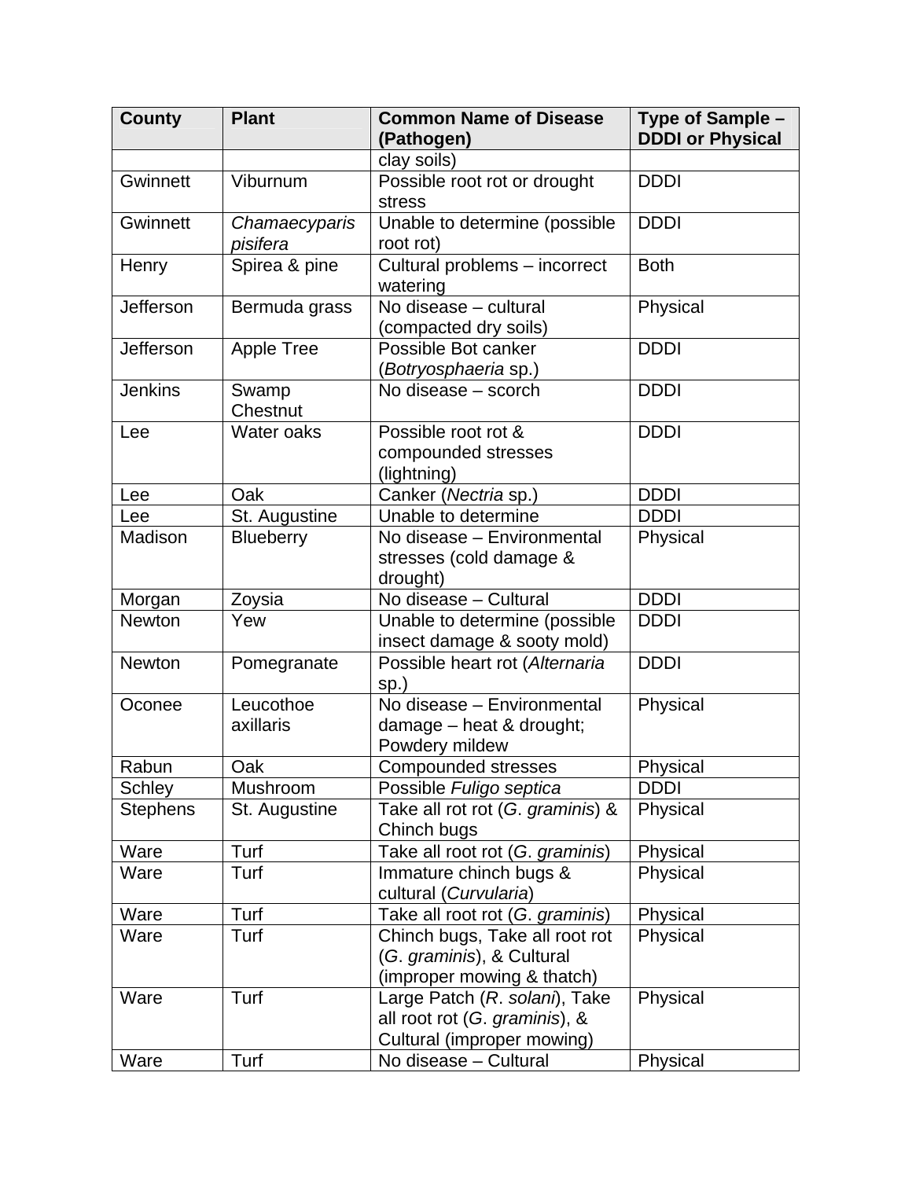| County | Plant | Common Name of Disease (Pathogen) | Type of Sample – DDDI or Physical |
|---|---|---|---|
| | | clay soils) | |
| Gwinnett | Viburnum | Possible root rot or drought stress | DDDI |
| Gwinnett | *Chamaecyparis pisifera* | Unable to determine (possible root rot) | DDDI |
| Henry | Spirea & pine | Cultural problems – incorrect watering | Both |
| Jefferson | Bermuda grass | No disease – cultural (compacted dry soils) | Physical |
| Jefferson | Apple Tree | Possible Bot canker (*Botryosphaeria* sp.) | DDDI |
| Jenkins | Swamp Chestnut | No disease – scorch | DDDI |
| Lee | Water oaks | Possible root rot & compounded stresses (lightning) | DDDI |
| Lee | Oak | Canker (*Nectria* sp.) | DDDI |
| Lee | St. Augustine | Unable to determine | DDDI |
| Madison | Blueberry | No disease – Environmental stresses (cold damage & drought) | Physical |
| Morgan | Zoysia | No disease – Cultural | DDDI |
| Newton | Yew | Unable to determine (possible insect damage & sooty mold) | DDDI |
| Newton | Pomegranate | Possible heart rot (*Alternaria* sp.) | DDDI |
| Oconee | Leucothoe axillaris | No disease – Environmental damage – heat & drought; Powdery mildew | Physical |
| Rabun | Oak | Compounded stresses | Physical |
| Schley | Mushroom | Possible *Fuligo septica* | DDDI |
| Stephens | St. Augustine | Take all rot rot (*G. graminis*) & Chinch bugs | Physical |
| Ware | Turf | Take all root rot (*G. graminis*) | Physical |
| Ware | Turf | Immature chinch bugs & cultural (*Curvularia*) | Physical |
| Ware | Turf | Take all root rot (*G. graminis*) | Physical |
| Ware | Turf | Chinch bugs, Take all root rot (*G. graminis*), & Cultural (improper mowing & thatch) | Physical |
| Ware | Turf | Large Patch (*R. solani*), Take all root rot (*G. graminis*), & Cultural (improper mowing) | Physical |
| Ware | Turf | No disease – Cultural | Physical |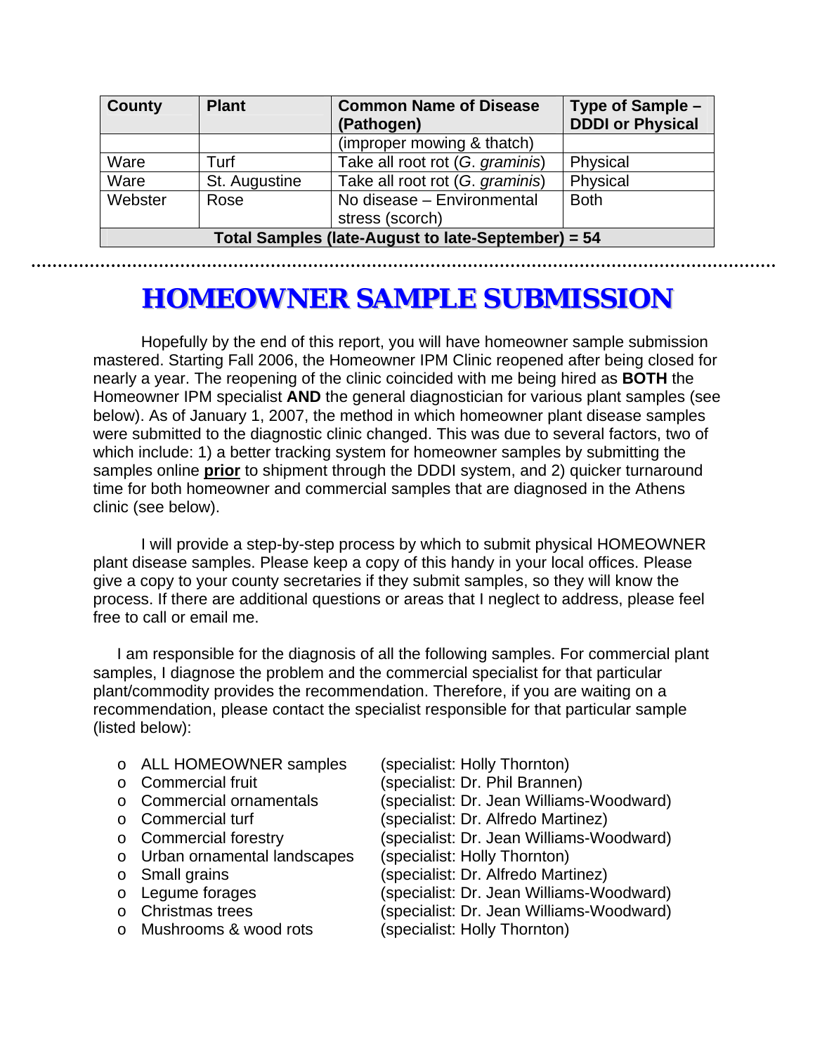| County | Plant | Common Name of Disease (Pathogen) | Type of Sample – DDDI or Physical |
|---|---|---|---|
| | | (improper mowing & thatch) | |
| Ware | Turf | Take all root rot (*G. graminis*) | Physical |
| Ware | St. Augustine | Take all root rot (*G. graminis*) | Physical |
| Webster | Rose | No disease – Environmental stress (scorch) | Both |
| **Total Samples (late-August to late-September) = 54** | | | |

# HOMEOWNER SAMPLE SUBMISSION

Hopefully by the end of this report, you will have homeowner sample submission mastered. Starting Fall 2006, the Homeowner IPM Clinic reopened after being closed for nearly a year. The reopening of the clinic coincided with me being hired as **BOTH** the Homeowner IPM specialist **AND** the general diagnostician for various plant samples (see below). As of January 1, 2007, the method in which homeowner plant disease samples were submitted to the diagnostic clinic changed. This was due to several factors, two of which include: 1) a better tracking system for homeowner samples by submitting the samples online **prior** to shipment through the DDDI system, and 2) quicker turnaround time for both homeowner and commercial samples that are diagnosed in the Athens clinic (see below).

I will provide a step-by-step process by which to submit physical HOMEOWNER plant disease samples. Please keep a copy of this handy in your local offices. Please give a copy to your county secretaries if they submit samples, so they will know the process. If there are additional questions or areas that I neglect to address, please feel free to call or email me.

I am responsible for the diagnosis of all the following samples. For commercial plant samples, I diagnose the problem and the commercial specialist for that particular plant/commodity provides the recommendation. Therefore, if you are waiting on a recommendation, please contact the specialist responsible for that particular sample (listed below):

- ALL HOMEOWNER samples (specialist: Holly Thornton)
- Commercial fruit (specialist: Dr. Phil Brannen)
- Commercial ornamentals (specialist: Dr. Jean Williams-Woodward)
- Commercial turf (specialist: Dr. Alfredo Martinez)
- Commercial forestry (specialist: Dr. Jean Williams-Woodward)
- Urban ornamental landscapes (specialist: Holly Thornton)
- Small grains (specialist: Dr. Alfredo Martinez)
- Legume forages (specialist: Dr. Jean Williams-Woodward)
- Christmas trees (specialist: Dr. Jean Williams-Woodward)
- Mushrooms & wood rots (specialist: Holly Thornton)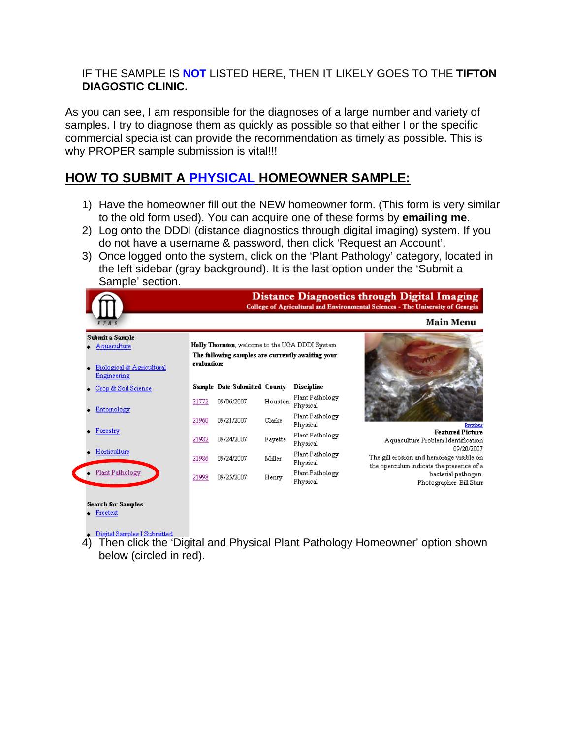IF THE SAMPLE IS **NOT** LISTED HERE, THEN IT LIKELY GOES TO THE **TIFTON DIAGOSTIC CLINIC.**

As you can see, I am responsible for the diagnoses of a large number and variety of samples. I try to diagnose them as quickly as possible so that either I or the specific commercial specialist can provide the recommendation as timely as possible. This is why PROPER sample submission is vital!!!

## HOW TO SUBMIT A PHYSICAL HOMEOWNER SAMPLE:

1) Have the homeowner fill out the NEW homeowner form. (This form is very similar to the old form used). You can acquire one of these forms by **emailing me**.
2) Log onto the DDDI (distance diagnostics through digital imaging) system. If you do not have a username & password, then click 'Request an Account'.
3) Once logged onto the system, click on the 'Plant Pathology' category, located in the left sidebar (gray background). It is the last option under the 'Submit a Sample' section.
4) Then click the 'Digital and Physical Plant Pathology Homeowner' option shown below (circled in red).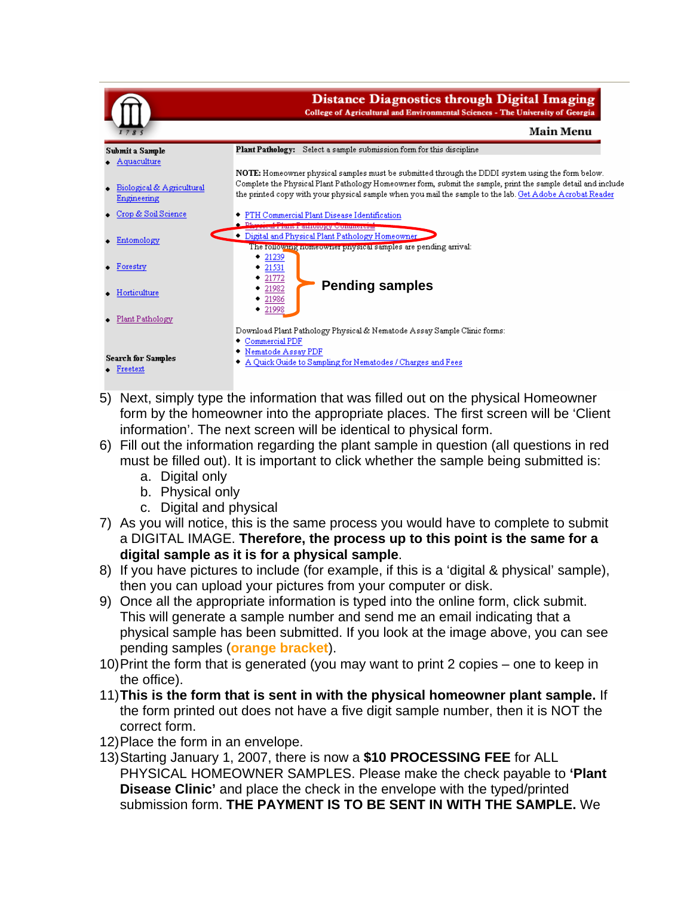**Distance Diagnostics through Digital Imaging**
College of Agricultural and Environmental Sciences - The University of Georgia

**Main Menu**

**Submit a Sample**
- Aquaculture
- Biological & Agricultural Engineering
- Crop & Soil Science
- Entomology
- Forestry
- Horticulture
- Plant Pathology

**Search for Samples**
- Freetext

**Plant Pathology:** Select a sample submission form for this discipline

**NOTE:** Homeowner physical samples must be submitted through the DDDI system using the form below. Complete the Physical Plant Pathology Homeowner form, submit the sample, print the sample detail and include the printed copy with your physical sample when you mail the sample to the lab. Get Adobe Acrobat Reader

- PTH Commercial Plant Disease Identification
- Physical Plant Pathology Commercial
- Digital and Physical Plant Pathology Homeowner

The following homeowner physical samples are pending arrival:
- 21239
- 21531
- 21772
- 21982
- 21986
- 21998

**Pending samples**

Download Plant Pathology Physical & Nematode Assay Sample Clinic forms:
- Commercial PDF
- Nematode Assay PDF
- A Quick Guide to Sampling for Nematodes / Charges and Fees

5) Next, simply type the information that was filled out on the physical Homeowner form by the homeowner into the appropriate places. The first screen will be 'Client information'. The next screen will be identical to physical form.
6) Fill out the information regarding the plant sample in question (all questions in red must be filled out). It is important to click whether the sample being submitted is:
   a. Digital only
   b. Physical only
   c. Digital and physical
7) As you will notice, this is the same process you would have to complete to submit a DIGITAL IMAGE. **Therefore, the process up to this point is the same for a digital sample as it is for a physical sample**.
8) If you have pictures to include (for example, if this is a 'digital & physical' sample), then you can upload your pictures from your computer or disk.
9) Once all the appropriate information is typed into the online form, click submit. This will generate a sample number and send me an email indicating that a physical sample has been submitted. If you look at the image above, you can see pending samples (**orange bracket**).
10) Print the form that is generated (you may want to print 2 copies – one to keep in the office).
11) **This is the form that is sent in with the physical homeowner plant sample.** If the form printed out does not have a five digit sample number, then it is NOT the correct form.
12) Place the form in an envelope.
13) Starting January 1, 2007, there is now a **$10 PROCESSING FEE** for ALL PHYSICAL HOMEOWNER SAMPLES. Please make the check payable to **'Plant Disease Clinic'** and place the check in the envelope with the typed/printed submission form. **THE PAYMENT IS TO BE SENT IN WITH THE SAMPLE.** We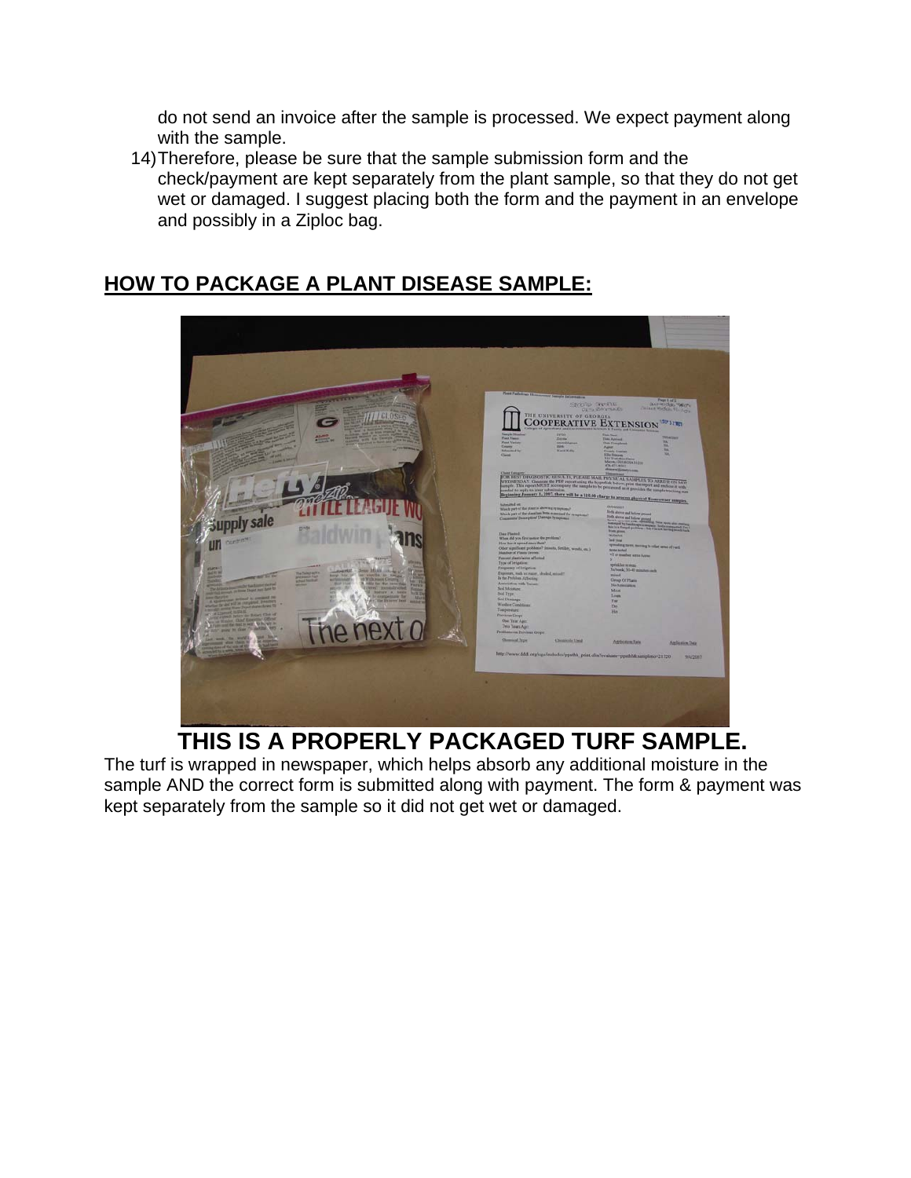do not send an invoice after the sample is processed. We expect payment along with the sample.

14) Therefore, please be sure that the sample submission form and the check/payment are kept separately from the plant sample, so that they do not get wet or damaged. I suggest placing both the form and the payment in an envelope and possibly in a Ziploc bag.

## HOW TO PACKAGE A PLANT DISEASE SAMPLE:

**THIS IS A PROPERLY PACKAGED TURF SAMPLE.**

The turf is wrapped in newspaper, which helps absorb any additional moisture in the sample AND the correct form is submitted along with payment. The form & payment was kept separately from the sample so it did not get wet or damaged.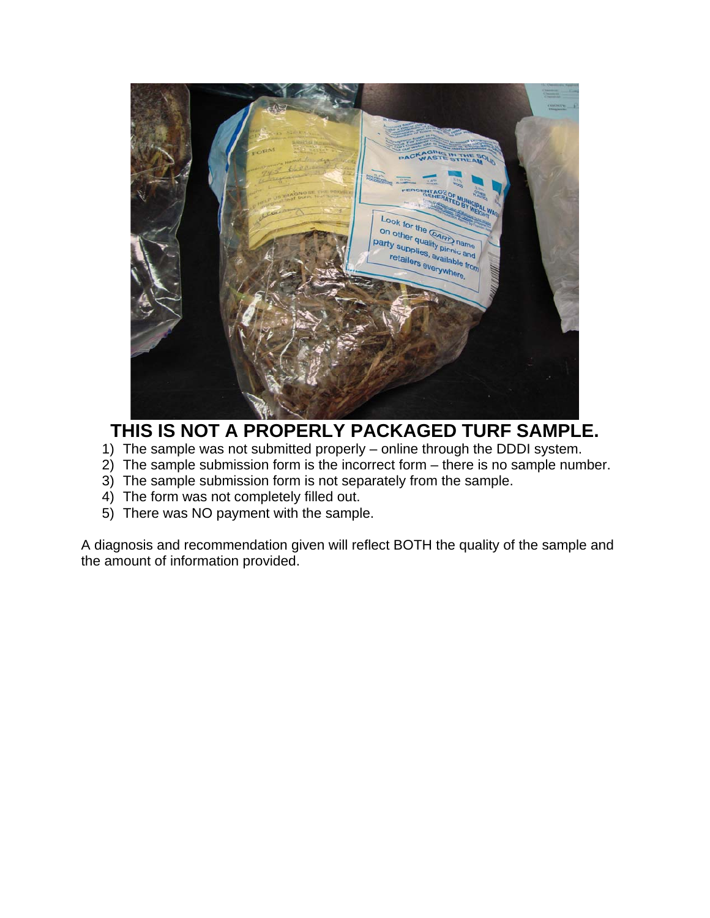# THIS IS NOT A PROPERLY PACKAGED TURF SAMPLE.

1) The sample was not submitted properly – online through the DDDI system.
2) The sample submission form is the incorrect form – there is no sample number.
3) The sample submission form is not separately from the sample.
4) The form was not completely filled out.
5) There was NO payment with the sample.

A diagnosis and recommendation given will reflect BOTH the quality of the sample and the amount of information provided.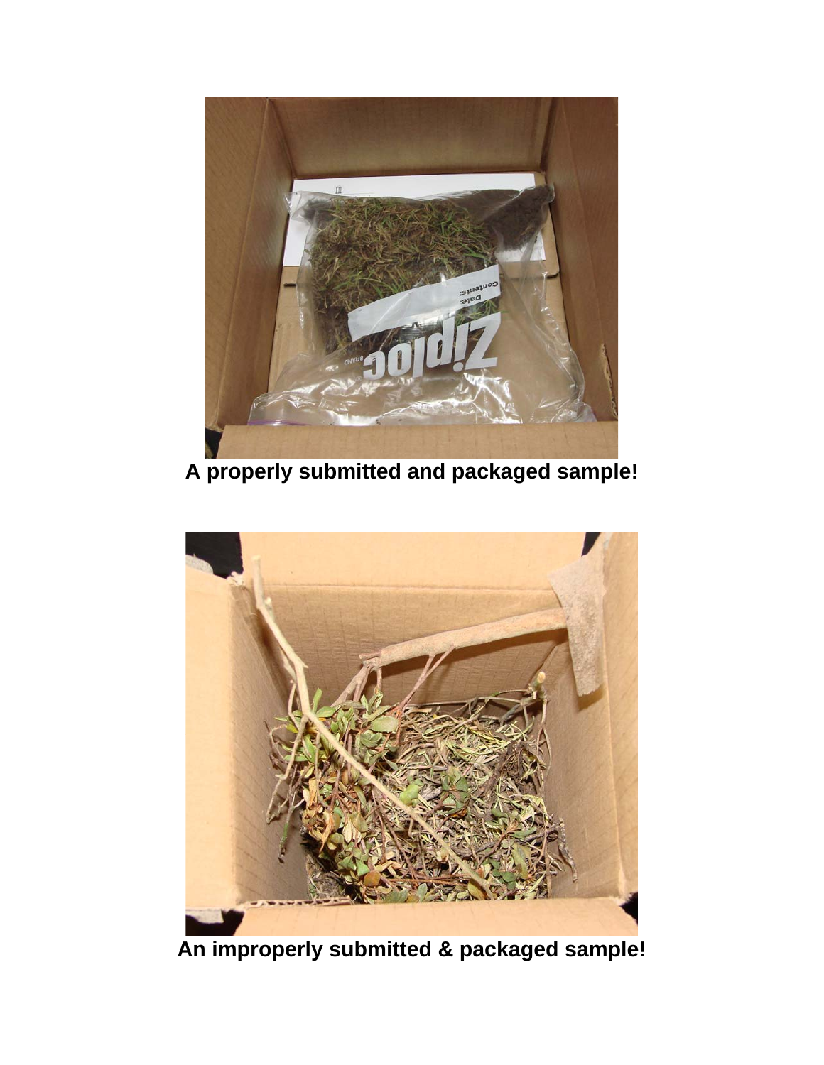**A properly submitted and packaged sample!**

**An improperly submitted & packaged sample!**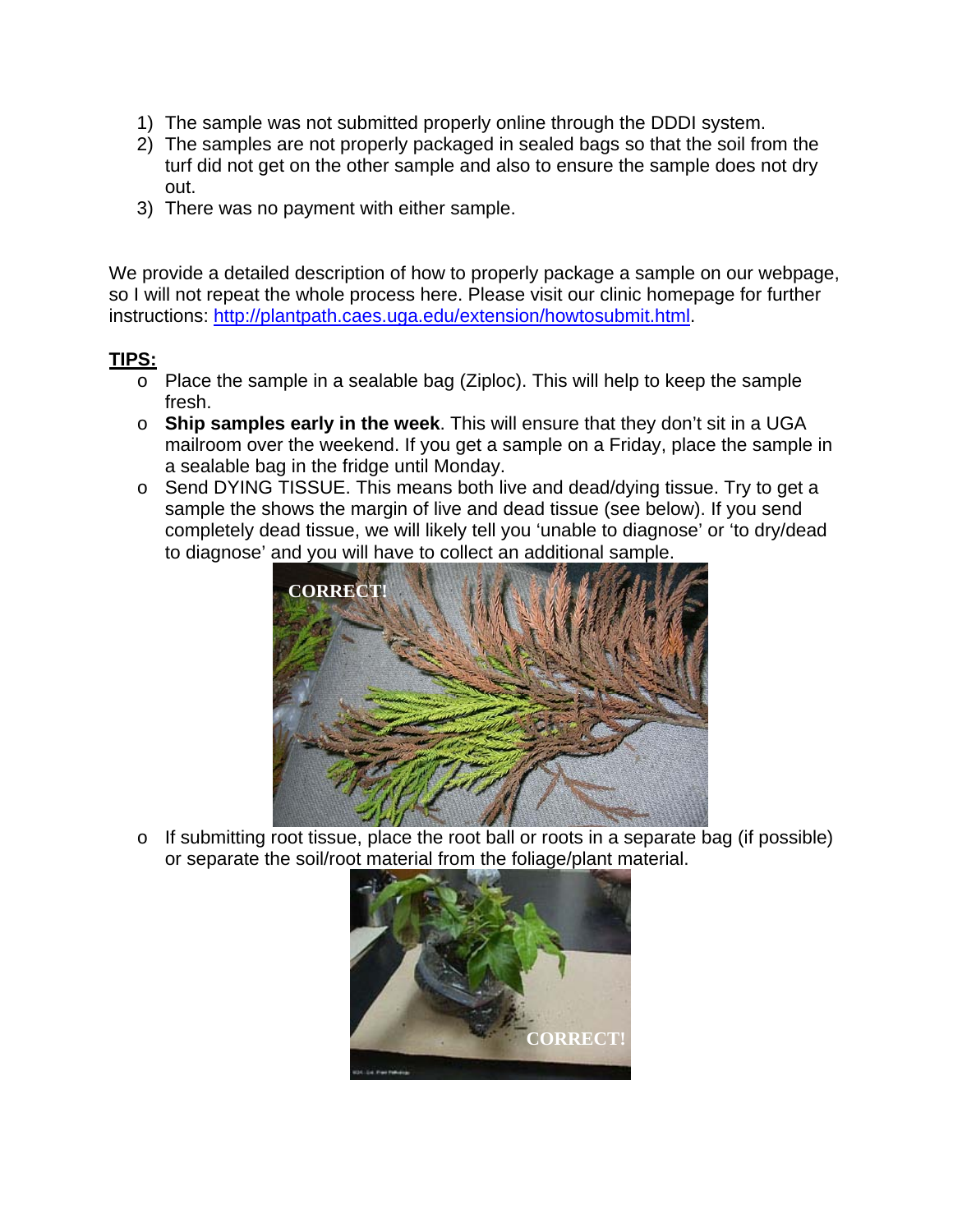1) The sample was not submitted properly online through the DDDI system.
2) The samples are not properly packaged in sealed bags so that the soil from the turf did not get on the other sample and also to ensure the sample does not dry out.
3) There was no payment with either sample.

We provide a detailed description of how to properly package a sample on our webpage, so I will not repeat the whole process here. Please visit our clinic homepage for further instructions: http://plantpath.caes.uga.edu/extension/howtosubmit.html.

**TIPS:**

- Place the sample in a sealable bag (Ziploc). This will help to keep the sample fresh.
- **Ship samples early in the week**. This will ensure that they don't sit in a UGA mailroom over the weekend. If you get a sample on a Friday, place the sample in a sealable bag in the fridge until Monday.
- Send DYING TISSUE. This means both live and dead/dying tissue. Try to get a sample the shows the margin of live and dead tissue (see below). If you send completely dead tissue, we will likely tell you 'unable to diagnose' or 'to dry/dead to diagnose' and you will have to collect an additional sample.
- If submitting root tissue, place the root ball or roots in a separate bag (if possible) or separate the soil/root material from the foliage/plant material.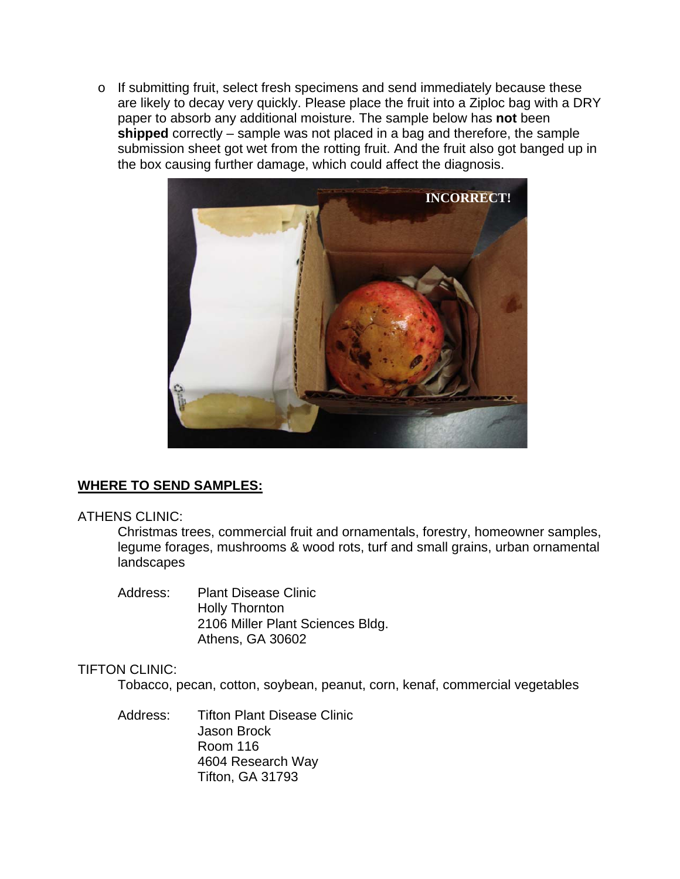- If submitting fruit, select fresh specimens and send immediately because these are likely to decay very quickly. Please place the fruit into a Ziploc bag with a DRY paper to absorb any additional moisture. The sample below has **not** been **shipped** correctly – sample was not placed in a bag and therefore, the sample submission sheet got wet from the rotting fruit. And the fruit also got banged up in the box causing further damage, which could affect the diagnosis.

**<u>WHERE TO SEND SAMPLES:</u>**

ATHENS CLINIC:

Christmas trees, commercial fruit and ornamentals, forestry, homeowner samples, legume forages, mushrooms & wood rots, turf and small grains, urban ornamental landscapes

Address: Plant Disease Clinic
Holly Thornton
2106 Miller Plant Sciences Bldg.
Athens, GA 30602

TIFTON CLINIC:

Tobacco, pecan, cotton, soybean, peanut, corn, kenaf, commercial vegetables

Address: Tifton Plant Disease Clinic
Jason Brock
Room 116
4604 Research Way
Tifton, GA 31793